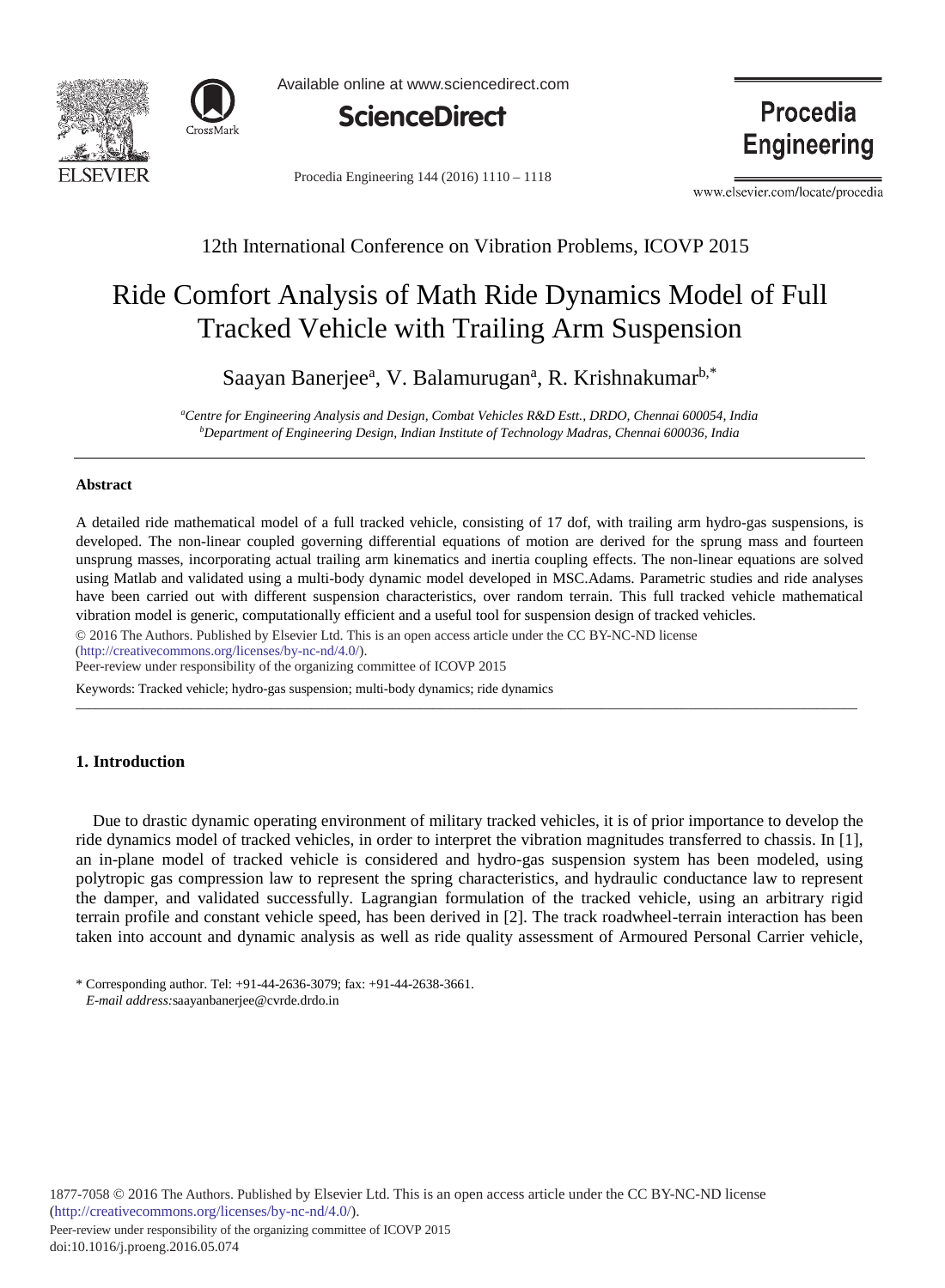12th International Conference on Vibration Problems, ICOVP 2015

# Ride Comfort Analysis of Math Ride Dynamics Model of Full Tracked Vehicle with Trailing Arm Suspension

Saayan Banerjee[a], V. Balamurugan[a], R. Krishnakumar[b,*]

[a]*Centre for Engineering Analysis and Design, Combat Vehicles R&D Estt., DRDO, Chennai 600054, India*
[b]*Department of Engineering Design, Indian Institute of Technology Madras, Chennai 600036, India*

---

**Abstract**

A detailed ride mathematical model of a full tracked vehicle, consisting of 17 dof, with trailing arm hydro-gas suspensions, is developed. The non-linear coupled governing differential equations of motion are derived for the sprung mass and fourteen unsprung masses, incorporating actual trailing arm kinematics and inertia coupling effects. The non-linear equations are solved using Matlab and validated using a multi-body dynamic model developed in MSC.Adams. Parametric studies and ride analyses have been carried out with different suspension characteristics, over random terrain. This full tracked vehicle mathematical vibration model is generic, computationally efficient and a useful tool for suspension design of tracked vehicles.

© 2016 The Authors. Published by Elsevier Ltd. This is an open access article under the CC BY-NC-ND license (http://creativecommons.org/licenses/by-nc-nd/4.0/).
Peer-review under responsibility of the organizing committee of ICOVP 2015

Keywords: Tracked vehicle; hydro-gas suspension; multi-body dynamics; ride dynamics

---

## 1. Introduction

Due to drastic dynamic operating environment of military tracked vehicles, it is of prior importance to develop the ride dynamics model of tracked vehicles, in order to interpret the vibration magnitudes transferred to chassis. In [1], an in-plane model of tracked vehicle is considered and hydro-gas suspension system has been modeled, using polytropic gas compression law to represent the spring characteristics, and hydraulic conductance law to represent the damper, and validated successfully. Lagrangian formulation of the tracked vehicle, using an arbitrary rigid terrain profile and constant vehicle speed, has been derived in [2]. The track roadwheel-terrain interaction has been taken into account and dynamic analysis as well as ride quality assessment of Armoured Personal Carrier vehicle,

\* Corresponding author. Tel: +91-44-2636-3079; fax: +91-44-2638-3661.
*E-mail address:* saayanbanerjee@cvrde.drdo.in

1877-7058 © 2016 The Authors. Published by Elsevier Ltd. This is an open access article under the CC BY-NC-ND license (http://creativecommons.org/licenses/by-nc-nd/4.0/).
Peer-review under responsibility of the organizing committee of ICOVP 2015
doi:10.1016/j.proeng.2016.05.074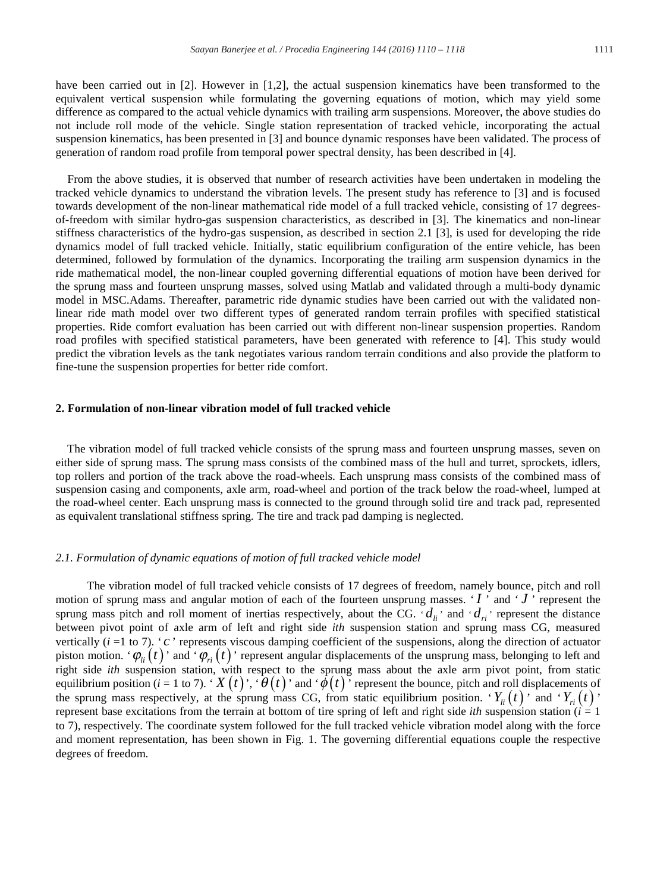have been carried out in [2]. However in [1,2], the actual suspension kinematics have been transformed to the equivalent vertical suspension while formulating the governing equations of motion, which may yield some difference as compared to the actual vehicle dynamics with trailing arm suspensions. Moreover, the above studies do not include roll mode of the vehicle. Single station representation of tracked vehicle, incorporating the actual suspension kinematics, has been presented in [3] and bounce dynamic responses have been validated. The process of generation of random road profile from temporal power spectral density, has been described in [4].

From the above studies, it is observed that number of research activities have been undertaken in modeling the tracked vehicle dynamics to understand the vibration levels. The present study has reference to [3] and is focused towards development of the non-linear mathematical ride model of a full tracked vehicle, consisting of 17 degrees-of-freedom with similar hydro-gas suspension characteristics, as described in [3]. The kinematics and non-linear stiffness characteristics of the hydro-gas suspension, as described in section 2.1 [3], is used for developing the ride dynamics model of full tracked vehicle. Initially, static equilibrium configuration of the entire vehicle, has been determined, followed by formulation of the dynamics. Incorporating the trailing arm suspension dynamics in the ride mathematical model, the non-linear coupled governing differential equations of motion have been derived for the sprung mass and fourteen unsprung masses, solved using Matlab and validated through a multi-body dynamic model in MSC.Adams. Thereafter, parametric ride dynamic studies have been carried out with the validated non-linear ride math model over two different types of generated random terrain profiles with specified statistical properties. Ride comfort evaluation has been carried out with different non-linear suspension properties. Random road profiles with specified statistical parameters, have been generated with reference to [4]. This study would predict the vibration levels as the tank negotiates various random terrain conditions and also provide the platform to fine-tune the suspension properties for better ride comfort.

## 2. Formulation of non-linear vibration model of full tracked vehicle

The vibration model of full tracked vehicle consists of the sprung mass and fourteen unsprung masses, seven on either side of sprung mass. The sprung mass consists of the combined mass of the hull and turret, sprockets, idlers, top rollers and portion of the track above the road-wheels. Each unsprung mass consists of the combined mass of suspension casing and components, axle arm, road-wheel and portion of the track below the road-wheel, lumped at the road-wheel center. Each unsprung mass is connected to the ground through solid tire and track pad, represented as equivalent translational stiffness spring. The tire and track pad damping is neglected.

### *2.1. Formulation of dynamic equations of motion of full tracked vehicle model*

The vibration model of full tracked vehicle consists of 17 degrees of freedom, namely bounce, pitch and roll motion of sprung mass and angular motion of each of the fourteen unsprung masses. '$I$' and '$J$' represent the sprung mass pitch and roll moment of inertias respectively, about the CG. '$d_{li}$' and '$d_{ri}$' represent the distance between pivot point of axle arm of left and right side *ith* suspension station and sprung mass CG, measured vertically ($i$ =1 to 7). '$c$' represents viscous damping coefficient of the suspensions, along the direction of actuator piston motion. '$\varphi_{li}(t)$' and '$\varphi_{ri}(t)$' represent angular displacements of the unsprung mass, belonging to left and right side *ith* suspension station, with respect to the sprung mass about the axle arm pivot point, from static equilibrium position ($i$ = 1 to 7). '$X(t)$', '$\theta(t)$' and '$\phi(t)$' represent the bounce, pitch and roll displacements of the sprung mass respectively, at the sprung mass CG, from static equilibrium position. '$Y_{li}(t)$' and '$Y_{ri}(t)$' represent base excitations from the terrain at bottom of tire spring of left and right side *ith* suspension station ($i$ = 1 to 7), respectively. The coordinate system followed for the full tracked vehicle vibration model along with the force and moment representation, has been shown in Fig. 1. The governing differential equations couple the respective degrees of freedom.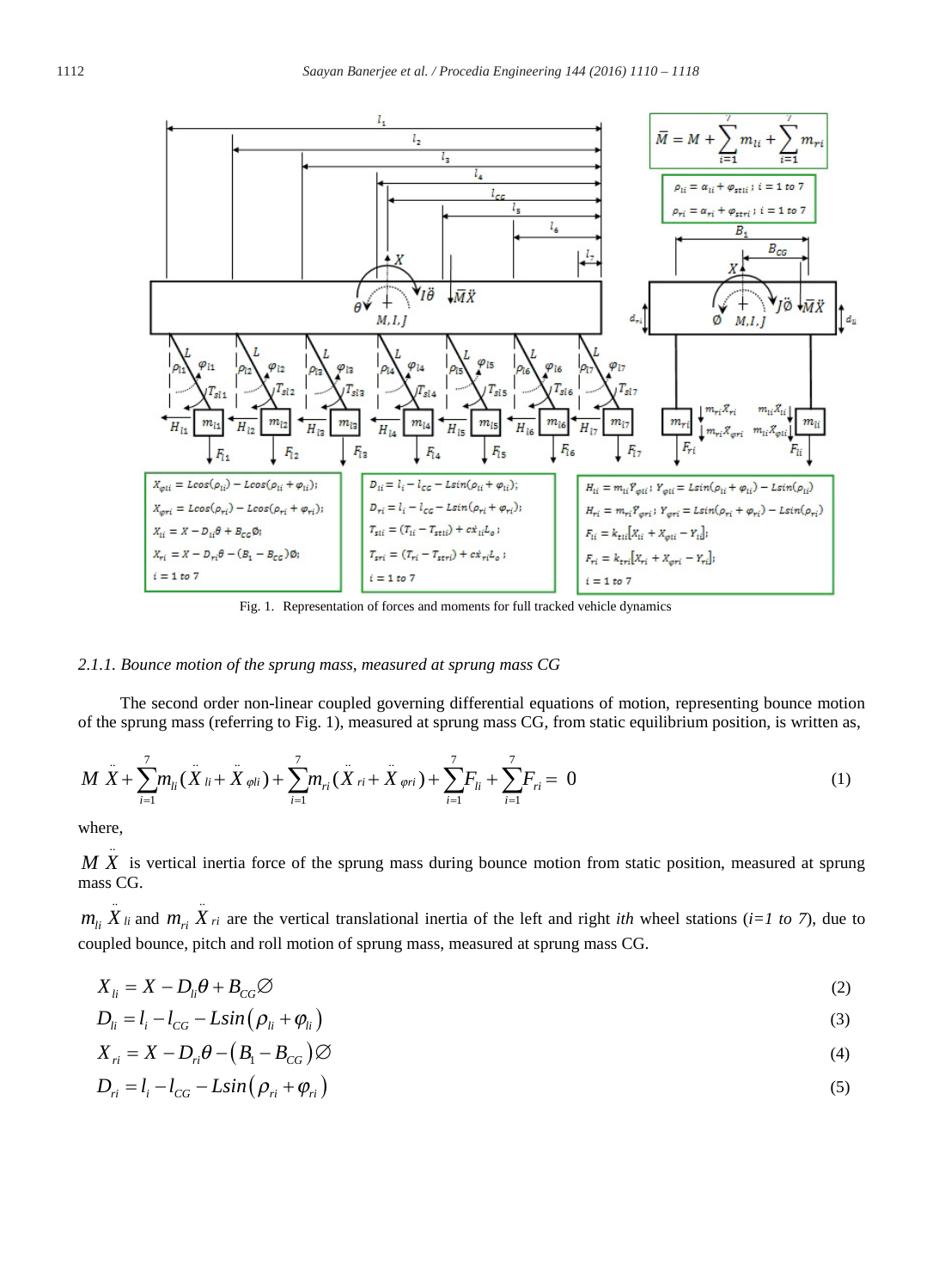Fig. 1. Representation of forces and moments for full tracked vehicle dynamics

### 2.1.1. Bounce motion of the sprung mass, measured at sprung mass CG

The second order non-linear coupled governing differential equations of motion, representing bounce motion of the sprung mass (referring to Fig. 1), measured at sprung mass CG, from static equilibrium position, is written as,

$$M\ddot{X} + \sum_{i=1}^{7} m_{li}(\ddot{X}_{li} + \ddot{X}_{\varphi li}) + \sum_{i=1}^{7} m_{ri}(\ddot{X}_{ri} + \ddot{X}_{\varphi ri}) + \sum_{i=1}^{7} F_{li} + \sum_{i=1}^{7} F_{ri} = 0 \tag{1}$$

where,

$M\ddot{X}$ is vertical inertia force of the sprung mass during bounce motion from static position, measured at sprung mass CG.

$m_{li}\ddot{X}_{li}$ and $m_{ri}\ddot{X}_{ri}$ are the vertical translational inertia of the left and right *ith* wheel stations (*i=1 to 7*), due to coupled bounce, pitch and roll motion of sprung mass, measured at sprung mass CG.

$$X_{li} = X - D_{li}\theta + B_{CG}\varnothing \tag{2}$$

$$D_{li} = l_i - l_{CG} - L\sin(\rho_{li} + \varphi_{li}) \tag{3}$$

$$X_{ri} = X - D_{ri}\theta - (B_1 - B_{CG})\varnothing \tag{4}$$

$$D_{ri} = l_i - l_{CG} - L\sin(\rho_{ri} + \varphi_{ri}) \tag{5}$$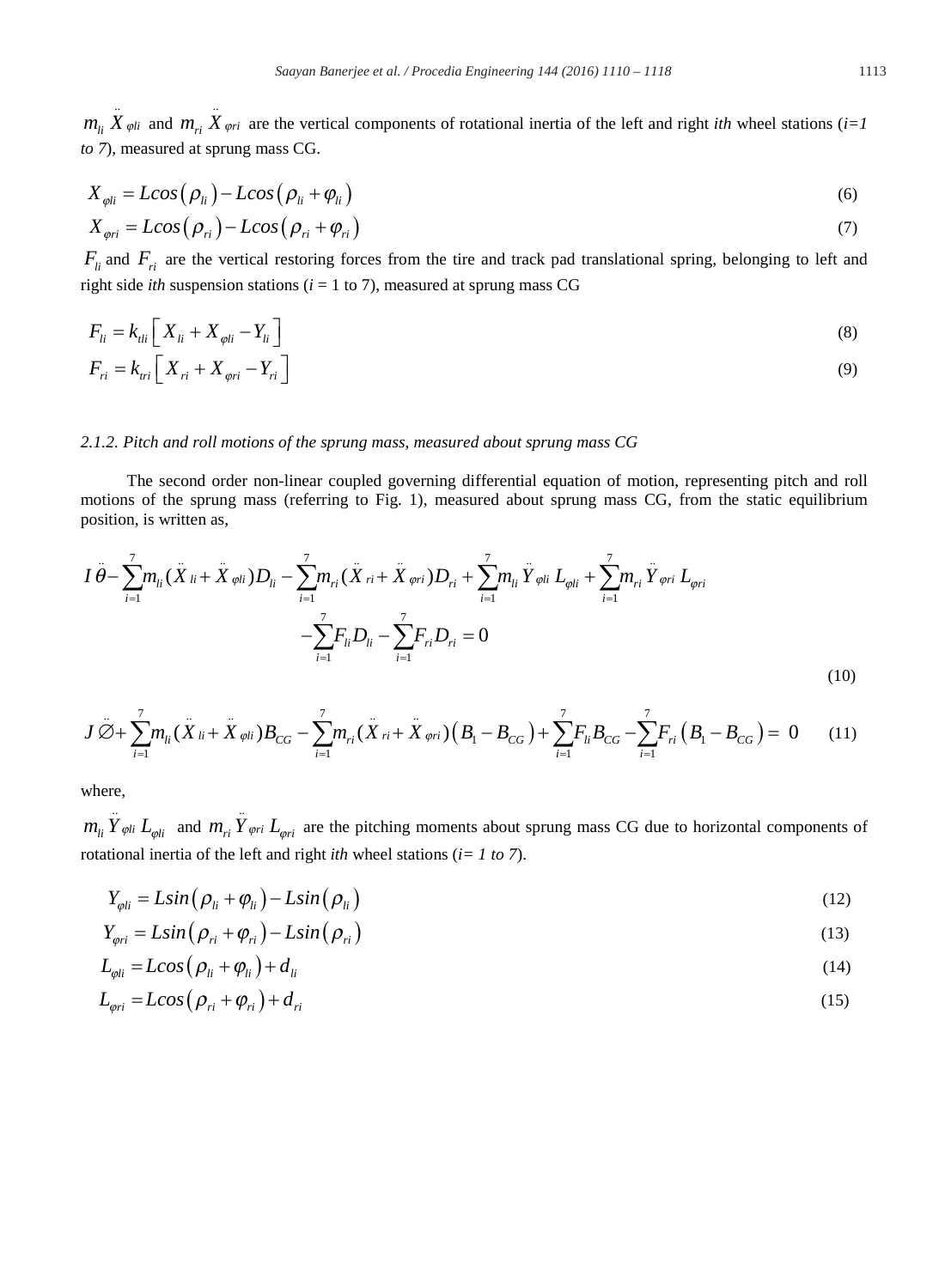$m_{li}\ddot{X}_{\varphi li}$ and $m_{ri}\ddot{X}_{\varphi ri}$ are the vertical components of rotational inertia of the left and right *ith* wheel stations (*i=1 to 7*), measured at sprung mass CG.

$$X_{\varphi li} = L\cos\left(\rho_{li}\right) - L\cos\left(\rho_{li} + \varphi_{li}\right) \tag{6}$$

$$X_{\varphi ri} = L\cos\left(\rho_{ri}\right) - L\cos\left(\rho_{ri} + \varphi_{ri}\right) \tag{7}$$

$F_{li}$ and $F_{ri}$ are the vertical restoring forces from the tire and track pad translational spring, belonging to left and right side *ith* suspension stations (*i* = 1 to 7), measured at sprung mass CG

$$F_{li} = k_{tli}\left[X_{li} + X_{\varphi li} - Y_{li}\right] \tag{8}$$

$$F_{ri} = k_{tri}\left[X_{ri} + X_{\varphi ri} - Y_{ri}\right] \tag{9}$$

### 2.1.2. Pitch and roll motions of the sprung mass, measured about sprung mass CG

The second order non-linear coupled governing differential equation of motion, representing pitch and roll motions of the sprung mass (referring to Fig. 1), measured about sprung mass CG, from the static equilibrium position, is written as,

$$I\ddot{\theta} - \sum_{i=1}^{7} m_{li}(\ddot{X}_{li} + \ddot{X}_{\varphi li})D_{li} - \sum_{i=1}^{7} m_{ri}(\ddot{X}_{ri} + \ddot{X}_{\varphi ri})D_{ri} + \sum_{i=1}^{7} m_{li}\ddot{Y}_{\varphi li}L_{\varphi li} + \sum_{i=1}^{7} m_{ri}\ddot{Y}_{\varphi ri}L_{\varphi ri} - \sum_{i=1}^{7} F_{li}D_{li} - \sum_{i=1}^{7} F_{ri}D_{ri} = 0 \tag{10}$$

$$J\ddot{\varnothing} + \sum_{i=1}^{7} m_{li}(\ddot{X}_{li} + \ddot{X}_{\varphi li})B_{CG} - \sum_{i=1}^{7} m_{ri}(\ddot{X}_{ri} + \ddot{X}_{\varphi ri})\left(B_1 - B_{CG}\right) + \sum_{i=1}^{7} F_{li}B_{CG} - \sum_{i=1}^{7} F_{ri}\left(B_1 - B_{CG}\right) = 0 \tag{11}$$

where,

$m_{li}\ddot{Y}_{\varphi li}L_{\varphi li}$ and $m_{ri}\ddot{Y}_{\varphi ri}L_{\varphi ri}$ are the pitching moments about sprung mass CG due to horizontal components of rotational inertia of the left and right *ith* wheel stations (*i= 1 to 7*).

$$Y_{\varphi li} = L\sin\left(\rho_{li} + \varphi_{li}\right) - L\sin\left(\rho_{li}\right) \tag{12}$$

$$Y_{\varphi ri} = L\sin\left(\rho_{ri} + \varphi_{ri}\right) - L\sin\left(\rho_{ri}\right) \tag{13}$$

$$L_{\varphi li} = L\cos\left(\rho_{li} + \varphi_{li}\right) + d_{li} \tag{14}$$

$$L_{\varphi ri} = L\cos\left(\rho_{ri} + \varphi_{ri}\right) + d_{ri} \tag{15}$$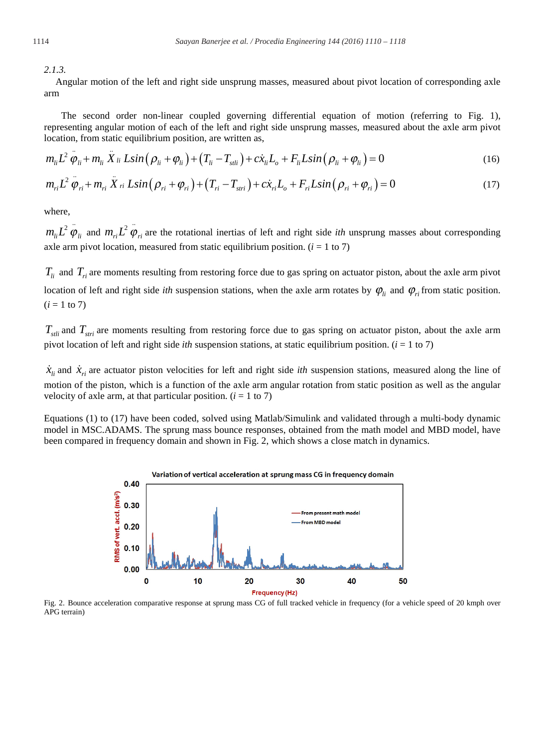*2.1.3.*

Angular motion of the left and right side unsprung masses, measured about pivot location of corresponding axle arm

The second order non-linear coupled governing differential equation of motion (referring to Fig. 1), representing angular motion of each of the left and right side unsprung masses, measured about the axle arm pivot location, from static equilibrium position, are written as,

$$m_{li}L^2 \ddot{\varphi}_{li} + m_{li} \ddot{X}_{li} L\sin(\rho_{li} + \varphi_{li}) + (T_{li} - T_{stli}) + c\dot{x}_{li}L_o + F_{li}L\sin(\rho_{li} + \varphi_{li}) = 0 \tag{16}$$

$$m_{ri}L^2 \ddot{\varphi}_{ri} + m_{ri} \ddot{X}_{ri} L\sin(\rho_{ri} + \varphi_{ri}) + (T_{ri} - T_{stri}) + c\dot{x}_{ri}L_o + F_{ri}L\sin(\rho_{ri} + \varphi_{ri}) = 0 \tag{17}$$

where,

$m_{li}L^2 \ddot{\varphi}_{li}$ and $m_{ri}L^2 \ddot{\varphi}_{ri}$ are the rotational inertias of left and right side *ith* unsprung masses about corresponding axle arm pivot location, measured from static equilibrium position. ($i$ = 1 to 7)

$T_{li}$ and $T_{ri}$ are moments resulting from restoring force due to gas spring on actuator piston, about the axle arm pivot location of left and right side *ith* suspension stations, when the axle arm rotates by $\varphi_{li}$ and $\varphi_{ri}$ from static position. ($i$ = 1 to 7)

$T_{stli}$ and $T_{stri}$ are moments resulting from restoring force due to gas spring on actuator piston, about the axle arm pivot location of left and right side *ith* suspension stations, at static equilibrium position. ($i$ = 1 to 7)

$\dot{x}_{li}$ and $\dot{x}_{ri}$ are actuator piston velocities for left and right side *ith* suspension stations, measured along the line of motion of the piston, which is a function of the axle arm angular rotation from static position as well as the angular velocity of axle arm, at that particular position. ($i$ = 1 to 7)

Equations (1) to (17) have been coded, solved using Matlab/Simulink and validated through a multi-body dynamic model in MSC.ADAMS. The sprung mass bounce responses, obtained from the math model and MBD model, have been compared in frequency domain and shown in Fig. 2, which shows a close match in dynamics.

Fig. 2. Bounce acceleration comparative response at sprung mass CG of full tracked vehicle in frequency (for a vehicle speed of 20 kmph over APG terrain)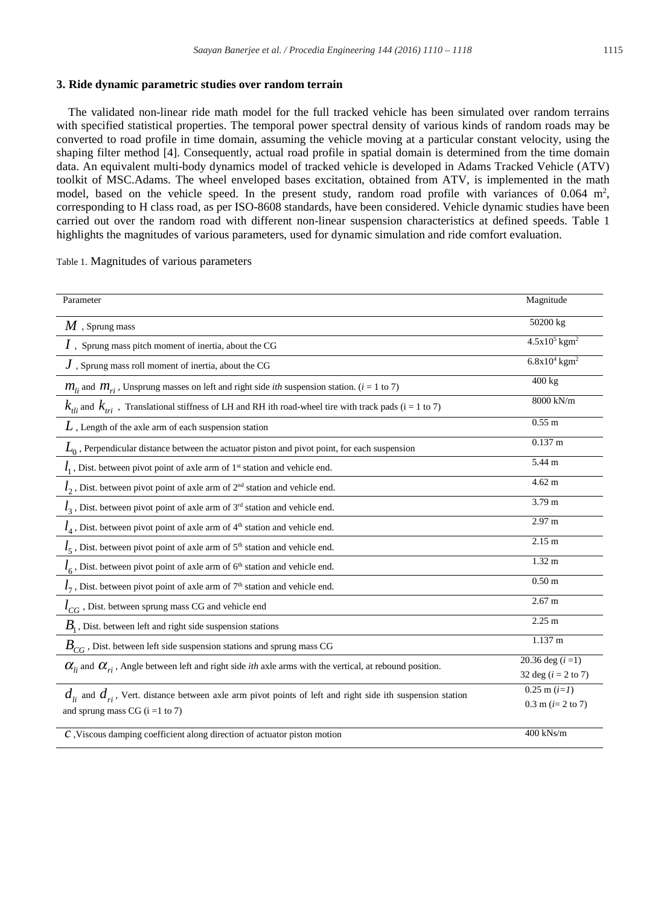## 3. Ride dynamic parametric studies over random terrain

The validated non-linear ride math model for the full tracked vehicle has been simulated over random terrains with specified statistical properties. The temporal power spectral density of various kinds of random roads may be converted to road profile in time domain, assuming the vehicle moving at a particular constant velocity, using the shaping filter method [4]. Consequently, actual road profile in spatial domain is determined from the time domain data. An equivalent multi-body dynamics model of tracked vehicle is developed in Adams Tracked Vehicle (ATV) toolkit of MSC.Adams. The wheel enveloped bases excitation, obtained from ATV, is implemented in the math model, based on the vehicle speed. In the present study, random road profile with variances of 0.064 $m^2$, corresponding to H class road, as per ISO-8608 standards, have been considered. Vehicle dynamic studies have been carried out over the random road with different non-linear suspension characteristics at defined speeds. Table 1 highlights the magnitudes of various parameters, used for dynamic simulation and ride comfort evaluation.

Table 1. Magnitudes of various parameters

| Parameter | Magnitude |
|---|---|
| $M$ , Sprung mass | 50200 kg |
| $I$ , Sprung mass pitch moment of inertia, about the CG | $4.5\text{x}10^5$ $\text{kgm}^2$ |
| $J$ , Sprung mass roll moment of inertia, about the CG | $6.8\text{x}10^4$ $\text{kgm}^2$ |
| $m_{li}$ and $m_{ri}$ , Unsprung masses on left and right side *ith* suspension station. ($i$ = 1 to 7) | 400 kg |
| $k_{tli}$ and $k_{tri}$ , Translational stiffness of LH and RH ith road-wheel tire with track pads (i = 1 to 7) | 8000 kN/m |
| $L$ , Length of the axle arm of each suspension station | 0.55 m |
| $L_0$ , Perpendicular distance between the actuator piston and pivot point, for each suspension | 0.137 m |
| $l_1$ , Dist. between pivot point of axle arm of 1st station and vehicle end. | 5.44 m |
| $l_2$ , Dist. between pivot point of axle arm of 2nd station and vehicle end. | 4.62 m |
| $l_3$ , Dist. between pivot point of axle arm of 3rd station and vehicle end. | 3.79 m |
| $l_4$ , Dist. between pivot point of axle arm of 4th station and vehicle end. | 2.97 m |
| $l_5$ , Dist. between pivot point of axle arm of 5th station and vehicle end. | 2.15 m |
| $l_6$ , Dist. between pivot point of axle arm of 6th station and vehicle end. | 1.32 m |
| $l_7$ , Dist. between pivot point of axle arm of 7th station and vehicle end. | 0.50 m |
| $l_{CG}$ , Dist. between sprung mass CG and vehicle end | 2.67 m |
| $B_1$ , Dist. between left and right side suspension stations | 2.25 m |
| $B_{CG}$ , Dist. between left side suspension stations and sprung mass CG | 1.137 m |
| $\alpha_{li}$ and $\alpha_{ri}$ , Angle between left and right side *ith* axle arms with the vertical, at rebound position. | 20.36 deg ($i$ =1)<br>32 deg ($i$ = 2 to 7) |
| $d_{li}$ and $d_{ri}$ , Vert. distance between axle arm pivot points of left and right side ith suspension station and sprung mass CG (i =1 to 7) | 0.25 m ($i$=1)<br>0.3 m ($i$= 2 to 7) |
| $c$ ,Viscous damping coefficient along direction of actuator piston motion | 400 kNs/m |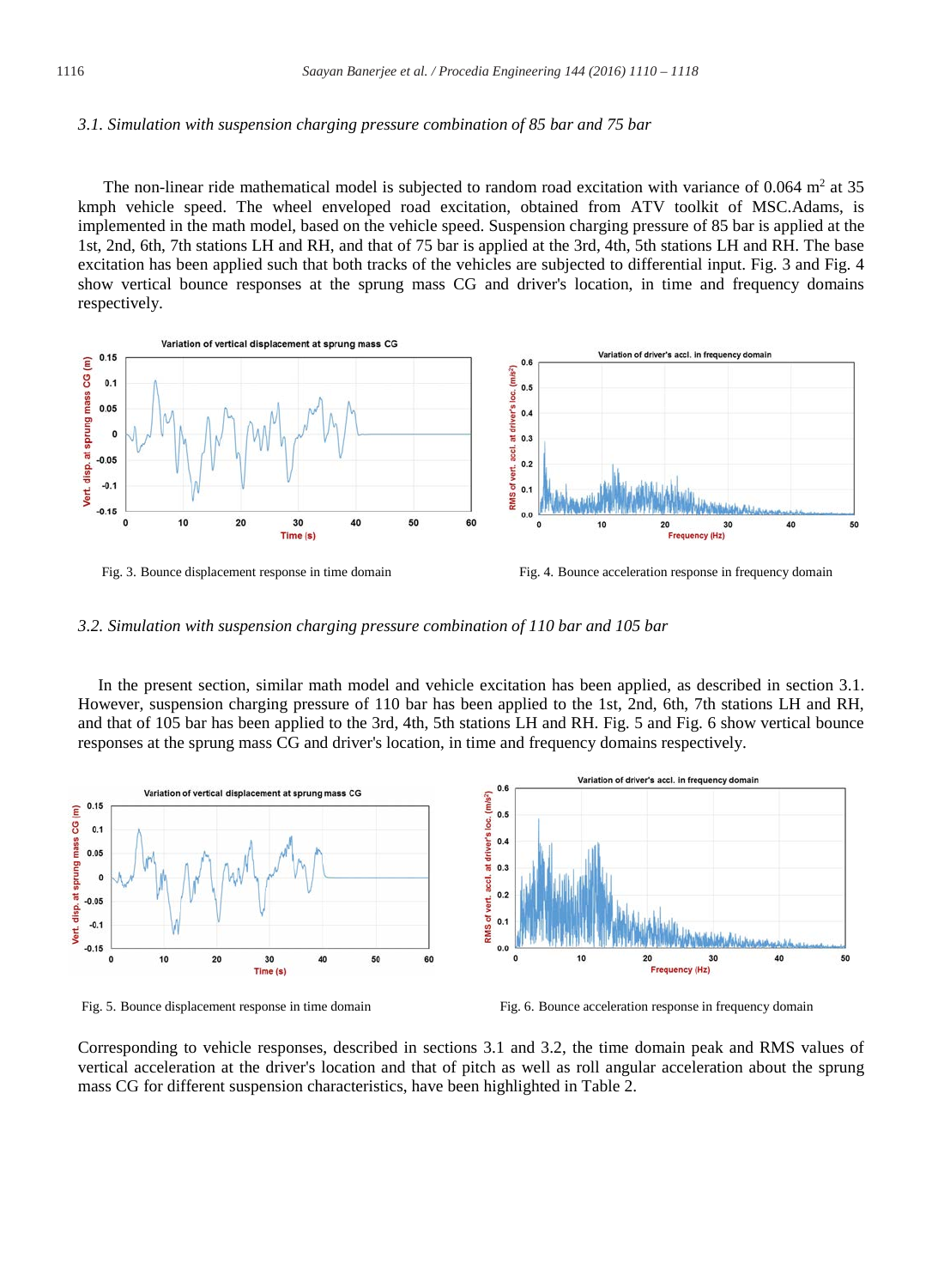### 3.1. Simulation with suspension charging pressure combination of 85 bar and 75 bar

The non-linear ride mathematical model is subjected to random road excitation with variance of 0.064 $m^2$ at 35 kmph vehicle speed. The wheel enveloped road excitation, obtained from ATV toolkit of MSC.Adams, is implemented in the math model, based on the vehicle speed. Suspension charging pressure of 85 bar is applied at the 1st, 2nd, 6th, 7th stations LH and RH, and that of 75 bar is applied at the 3rd, 4th, 5th stations LH and RH. The base excitation has been applied such that both tracks of the vehicles are subjected to differential input. Fig. 3 and Fig. 4 show vertical bounce responses at the sprung mass CG and driver's location, in time and frequency domains respectively.

Fig. 3. Bounce displacement response in time domain

Fig. 4. Bounce acceleration response in frequency domain

### 3.2. Simulation with suspension charging pressure combination of 110 bar and 105 bar

In the present section, similar math model and vehicle excitation has been applied, as described in section 3.1. However, suspension charging pressure of 110 bar has been applied to the 1st, 2nd, 6th, 7th stations LH and RH, and that of 105 bar has been applied to the 3rd, 4th, 5th stations LH and RH. Fig. 5 and Fig. 6 show vertical bounce responses at the sprung mass CG and driver's location, in time and frequency domains respectively.

Fig. 5. Bounce displacement response in time domain

Fig. 6. Bounce acceleration response in frequency domain

Corresponding to vehicle responses, described in sections 3.1 and 3.2, the time domain peak and RMS values of vertical acceleration at the driver's location and that of pitch as well as roll angular acceleration about the sprung mass CG for different suspension characteristics, have been highlighted in Table 2.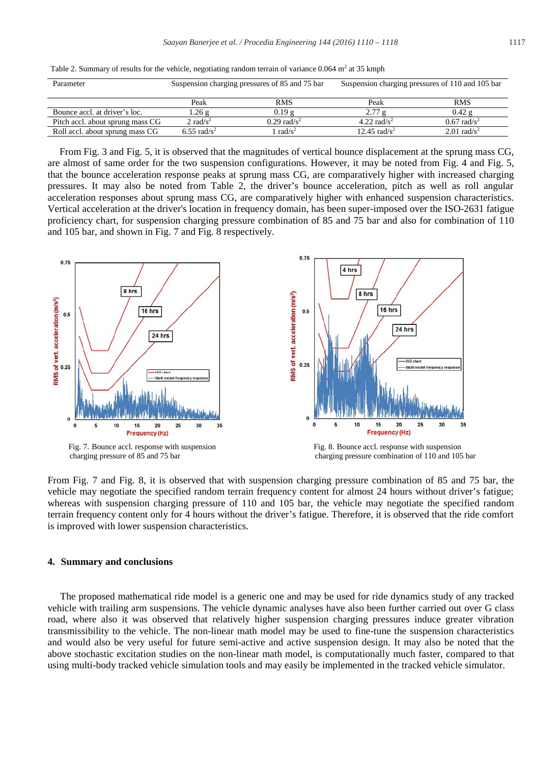Table 2. Summary of results for the vehicle, negotiating random terrain of variance 0.064 $m^2$ at 35 kmph

| Parameter | Suspension charging pressures of 85 and 75 bar | | Suspension charging pressures of 110 and 105 bar | |
|---|---|---|---|---|
| | Peak | RMS | Peak | RMS |
| Bounce accl. at driver's loc. | 1.26 g | 0.19 g | 2.77 g | 0.42 g |
| Pitch accl. about sprung mass CG | 2 $rad/s^2$ | 0.29 $rad/s^2$ | 4.22 $rad/s^2$ | 0.67 $rad/s^2$ |
| Roll accl. about sprung mass CG | 6.55 $rad/s^2$ | 1 $rad/s^2$ | 12.45 $rad/s^2$ | 2.01 $rad/s^2$ |

From Fig. 3 and Fig. 5, it is observed that the magnitudes of vertical bounce displacement at the sprung mass CG, are almost of same order for the two suspension configurations. However, it may be noted from Fig. 4 and Fig. 5, that the bounce acceleration response peaks at sprung mass CG, are comparatively higher with increased charging pressures. It may also be noted from Table 2, the driver's bounce acceleration, pitch as well as roll angular acceleration responses about sprung mass CG, are comparatively higher with enhanced suspension characteristics. Vertical acceleration at the driver's location in frequency domain, has been super-imposed over the ISO-2631 fatigue proficiency chart, for suspension charging pressure combination of 85 and 75 bar and also for combination of 110 and 105 bar, and shown in Fig. 7 and Fig. 8 respectively.

Fig. 7. Bounce accl. response with suspension charging pressure of 85 and 75 bar

Fig. 8. Bounce accl. response with suspension charging pressure combination of 110 and 105 bar

From Fig. 7 and Fig. 8, it is observed that with suspension charging pressure combination of 85 and 75 bar, the vehicle may negotiate the specified random terrain frequency content for almost 24 hours without driver's fatigue; whereas with suspension charging pressure of 110 and 105 bar, the vehicle may negotiate the specified random terrain frequency content only for 4 hours without the driver's fatigue. Therefore, it is observed that the ride comfort is improved with lower suspension characteristics.

## 4. Summary and conclusions

The proposed mathematical ride model is a generic one and may be used for ride dynamics study of any tracked vehicle with trailing arm suspensions. The vehicle dynamic analyses have also been further carried out over G class road, where also it was observed that relatively higher suspension charging pressures induce greater vibration transmissibility to the vehicle. The non-linear math model may be used to fine-tune the suspension characteristics and would also be very useful for future semi-active and active suspension design. It may also be noted that the above stochastic excitation studies on the non-linear math model, is computationally much faster, compared to that using multi-body tracked vehicle simulation tools and may easily be implemented in the tracked vehicle simulator.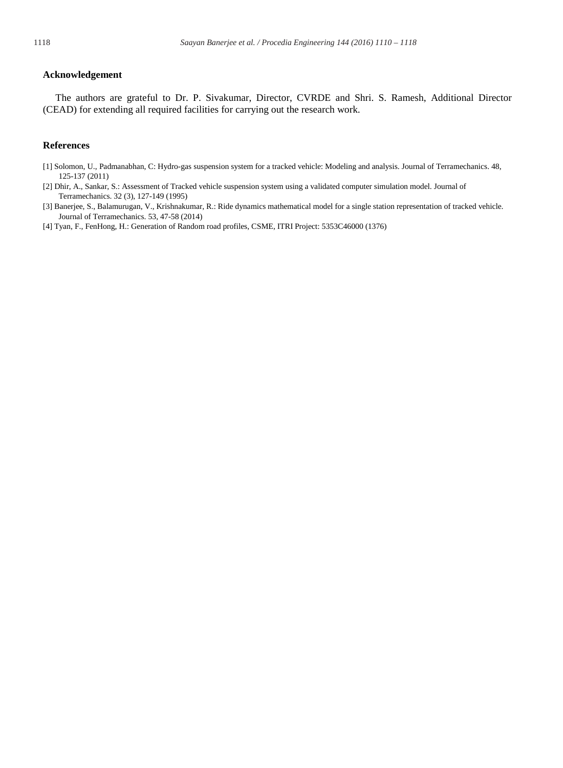## Acknowledgement

The authors are grateful to Dr. P. Sivakumar, Director, CVRDE and Shri. S. Ramesh, Additional Director (CEAD) for extending all required facilities for carrying out the research work.

## References

[1] Solomon, U., Padmanabhan, C: Hydro-gas suspension system for a tracked vehicle: Modeling and analysis. Journal of Terramechanics. 48, 125-137 (2011)

[2] Dhir, A., Sankar, S.: Assessment of Tracked vehicle suspension system using a validated computer simulation model. Journal of Terramechanics. 32 (3), 127-149 (1995)

[3] Banerjee, S., Balamurugan, V., Krishnakumar, R.: Ride dynamics mathematical model for a single station representation of tracked vehicle. Journal of Terramechanics. 53, 47-58 (2014)

[4] Tyan, F., FenHong, H.: Generation of Random road profiles, CSME, ITRI Project: 5353C46000 (1376)